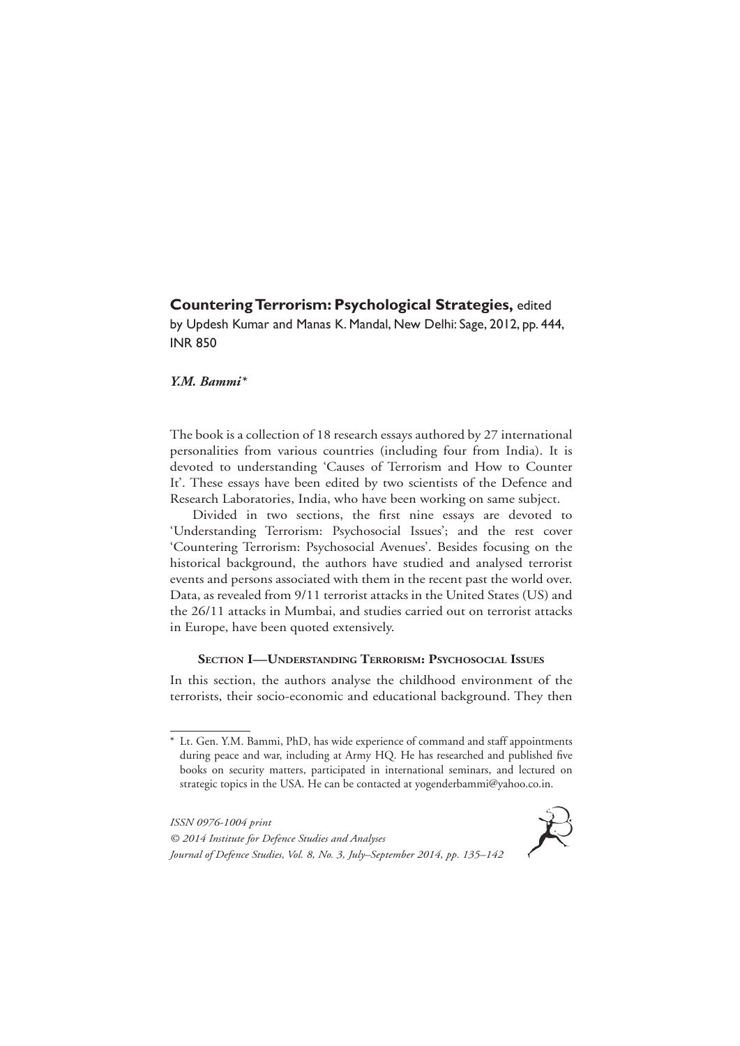**Countering Terrorism: Psychological Strategies,** edited by Updesh Kumar and Manas K. Mandal, New Delhi: Sage, 2012, pp. 444, INR 850

***Y.M. Bammi****

The book is a collection of 18 research essays authored by 27 international personalities from various countries (including four from India). It is devoted to understanding 'Causes of Terrorism and How to Counter It'. These essays have been edited by two scientists of the Defence and Research Laboratories, India, who have been working on same subject.

Divided in two sections, the first nine essays are devoted to 'Understanding Terrorism: Psychosocial Issues'; and the rest cover 'Countering Terrorism: Psychosocial Avenues'. Besides focusing on the historical background, the authors have studied and analysed terrorist events and persons associated with them in the recent past the world over. Data, as revealed from 9/11 terrorist attacks in the United States (US) and the 26/11 attacks in Mumbai, and studies carried out on terrorist attacks in Europe, have been quoted extensively.

#### Section I—Understanding Terrorism: Psychosocial Issues

In this section, the authors analyse the childhood environment of the terrorists, their socio-economic and educational background. They then

---

* Lt. Gen. Y.M. Bammi, PhD, has wide experience of command and staff appointments during peace and war, including at Army HQ. He has researched and published five books on security matters, participated in international seminars, and lectured on strategic topics in the USA. He can be contacted at yogenderbammi@yahoo.co.in.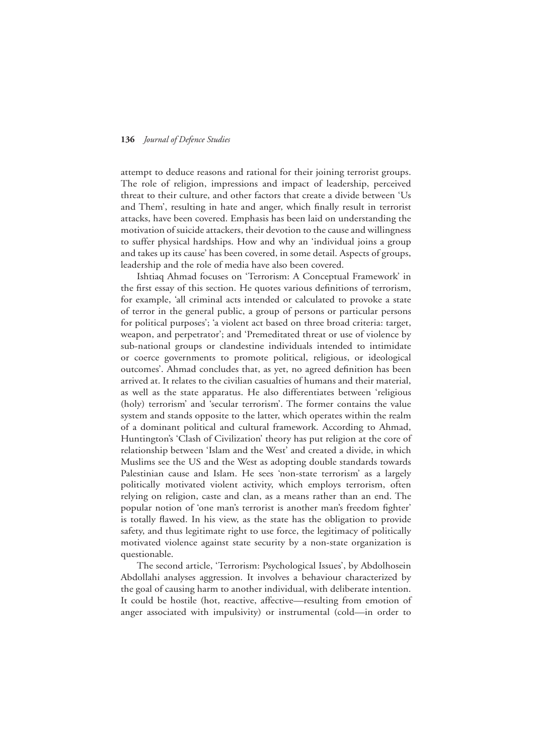attempt to deduce reasons and rational for their joining terrorist groups. The role of religion, impressions and impact of leadership, perceived threat to their culture, and other factors that create a divide between 'Us and Them', resulting in hate and anger, which finally result in terrorist attacks, have been covered. Emphasis has been laid on understanding the motivation of suicide attackers, their devotion to the cause and willingness to suffer physical hardships. How and why an 'individual joins a group and takes up its cause' has been covered, in some detail. Aspects of groups, leadership and the role of media have also been covered.

Ishtiaq Ahmad focuses on 'Terrorism: A Conceptual Framework' in the first essay of this section. He quotes various definitions of terrorism, for example, 'all criminal acts intended or calculated to provoke a state of terror in the general public, a group of persons or particular persons for political purposes'; 'a violent act based on three broad criteria: target, weapon, and perpetrator'; and 'Premeditated threat or use of violence by sub-national groups or clandestine individuals intended to intimidate or coerce governments to promote political, religious, or ideological outcomes'. Ahmad concludes that, as yet, no agreed definition has been arrived at. It relates to the civilian casualties of humans and their material, as well as the state apparatus. He also differentiates between 'religious (holy) terrorism' and 'secular terrorism'. The former contains the value system and stands opposite to the latter, which operates within the realm of a dominant political and cultural framework. According to Ahmad, Huntington's 'Clash of Civilization' theory has put religion at the core of relationship between 'Islam and the West' and created a divide, in which Muslims see the US and the West as adopting double standards towards Palestinian cause and Islam. He sees 'non-state terrorism' as a largely politically motivated violent activity, which employs terrorism, often relying on religion, caste and clan, as a means rather than an end. The popular notion of 'one man's terrorist is another man's freedom fighter' is totally flawed. In his view, as the state has the obligation to provide safety, and thus legitimate right to use force, the legitimacy of politically motivated violence against state security by a non-state organization is questionable.

The second article, 'Terrorism: Psychological Issues', by Abdolhosein Abdollahi analyses aggression. It involves a behaviour characterized by the goal of causing harm to another individual, with deliberate intention. It could be hostile (hot, reactive, affective—resulting from emotion of anger associated with impulsivity) or instrumental (cold—in order to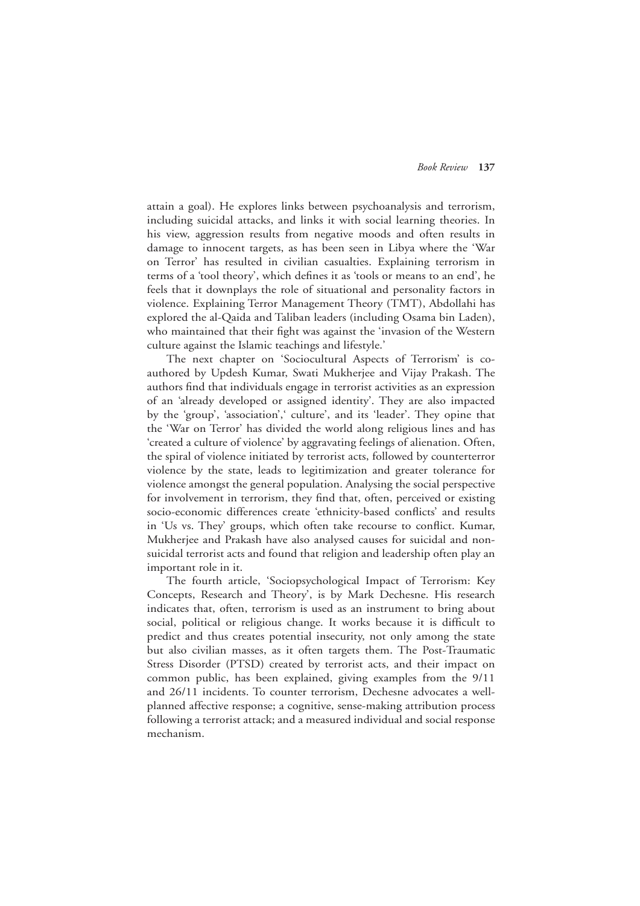attain a goal). He explores links between psychoanalysis and terrorism, including suicidal attacks, and links it with social learning theories. In his view, aggression results from negative moods and often results in damage to innocent targets, as has been seen in Libya where the 'War on Terror' has resulted in civilian casualties. Explaining terrorism in terms of a 'tool theory', which defines it as 'tools or means to an end', he feels that it downplays the role of situational and personality factors in violence. Explaining Terror Management Theory (TMT), Abdollahi has explored the al-Qaida and Taliban leaders (including Osama bin Laden), who maintained that their fight was against the 'invasion of the Western culture against the Islamic teachings and lifestyle.'

The next chapter on 'Sociocultural Aspects of Terrorism' is co-authored by Updesh Kumar, Swati Mukherjee and Vijay Prakash. The authors find that individuals engage in terrorist activities as an expression of an 'already developed or assigned identity'. They are also impacted by the 'group', 'association',' culture', and its 'leader'. They opine that the 'War on Terror' has divided the world along religious lines and has 'created a culture of violence' by aggravating feelings of alienation. Often, the spiral of violence initiated by terrorist acts, followed by counterterror violence by the state, leads to legitimization and greater tolerance for violence amongst the general population. Analysing the social perspective for involvement in terrorism, they find that, often, perceived or existing socio-economic differences create 'ethnicity-based conflicts' and results in 'Us vs. They' groups, which often take recourse to conflict. Kumar, Mukherjee and Prakash have also analysed causes for suicidal and non-suicidal terrorist acts and found that religion and leadership often play an important role in it.

The fourth article, 'Sociopsychological Impact of Terrorism: Key Concepts, Research and Theory', is by Mark Dechesne. His research indicates that, often, terrorism is used as an instrument to bring about social, political or religious change. It works because it is difficult to predict and thus creates potential insecurity, not only among the state but also civilian masses, as it often targets them. The Post-Traumatic Stress Disorder (PTSD) created by terrorist acts, and their impact on common public, has been explained, giving examples from the 9/11 and 26/11 incidents. To counter terrorism, Dechesne advocates a well-planned affective response; a cognitive, sense-making attribution process following a terrorist attack; and a measured individual and social response mechanism.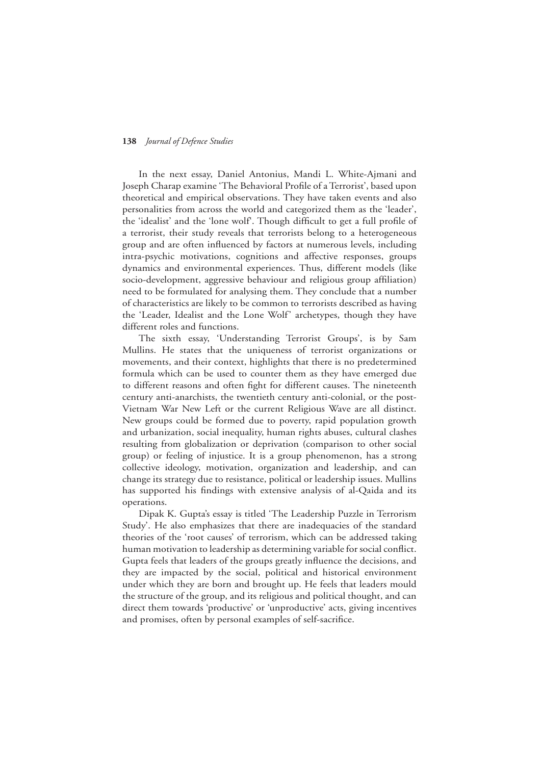In the next essay, Daniel Antonius, Mandi L. White-Ajmani and Joseph Charap examine 'The Behavioral Profile of a Terrorist', based upon theoretical and empirical observations. They have taken events and also personalities from across the world and categorized them as the 'leader', the 'idealist' and the 'lone wolf'. Though difficult to get a full profile of a terrorist, their study reveals that terrorists belong to a heterogeneous group and are often influenced by factors at numerous levels, including intra-psychic motivations, cognitions and affective responses, groups dynamics and environmental experiences. Thus, different models (like socio-development, aggressive behaviour and religious group affiliation) need to be formulated for analysing them. They conclude that a number of characteristics are likely to be common to terrorists described as having the 'Leader, Idealist and the Lone Wolf' archetypes, though they have different roles and functions.

The sixth essay, 'Understanding Terrorist Groups', is by Sam Mullins. He states that the uniqueness of terrorist organizations or movements, and their context, highlights that there is no predetermined formula which can be used to counter them as they have emerged due to different reasons and often fight for different causes. The nineteenth century anti-anarchists, the twentieth century anti-colonial, or the post-Vietnam War New Left or the current Religious Wave are all distinct. New groups could be formed due to poverty, rapid population growth and urbanization, social inequality, human rights abuses, cultural clashes resulting from globalization or deprivation (comparison to other social group) or feeling of injustice. It is a group phenomenon, has a strong collective ideology, motivation, organization and leadership, and can change its strategy due to resistance, political or leadership issues. Mullins has supported his findings with extensive analysis of al-Qaida and its operations.

Dipak K. Gupta's essay is titled 'The Leadership Puzzle in Terrorism Study'. He also emphasizes that there are inadequacies of the standard theories of the 'root causes' of terrorism, which can be addressed taking human motivation to leadership as determining variable for social conflict. Gupta feels that leaders of the groups greatly influence the decisions, and they are impacted by the social, political and historical environment under which they are born and brought up. He feels that leaders mould the structure of the group, and its religious and political thought, and can direct them towards 'productive' or 'unproductive' acts, giving incentives and promises, often by personal examples of self-sacrifice.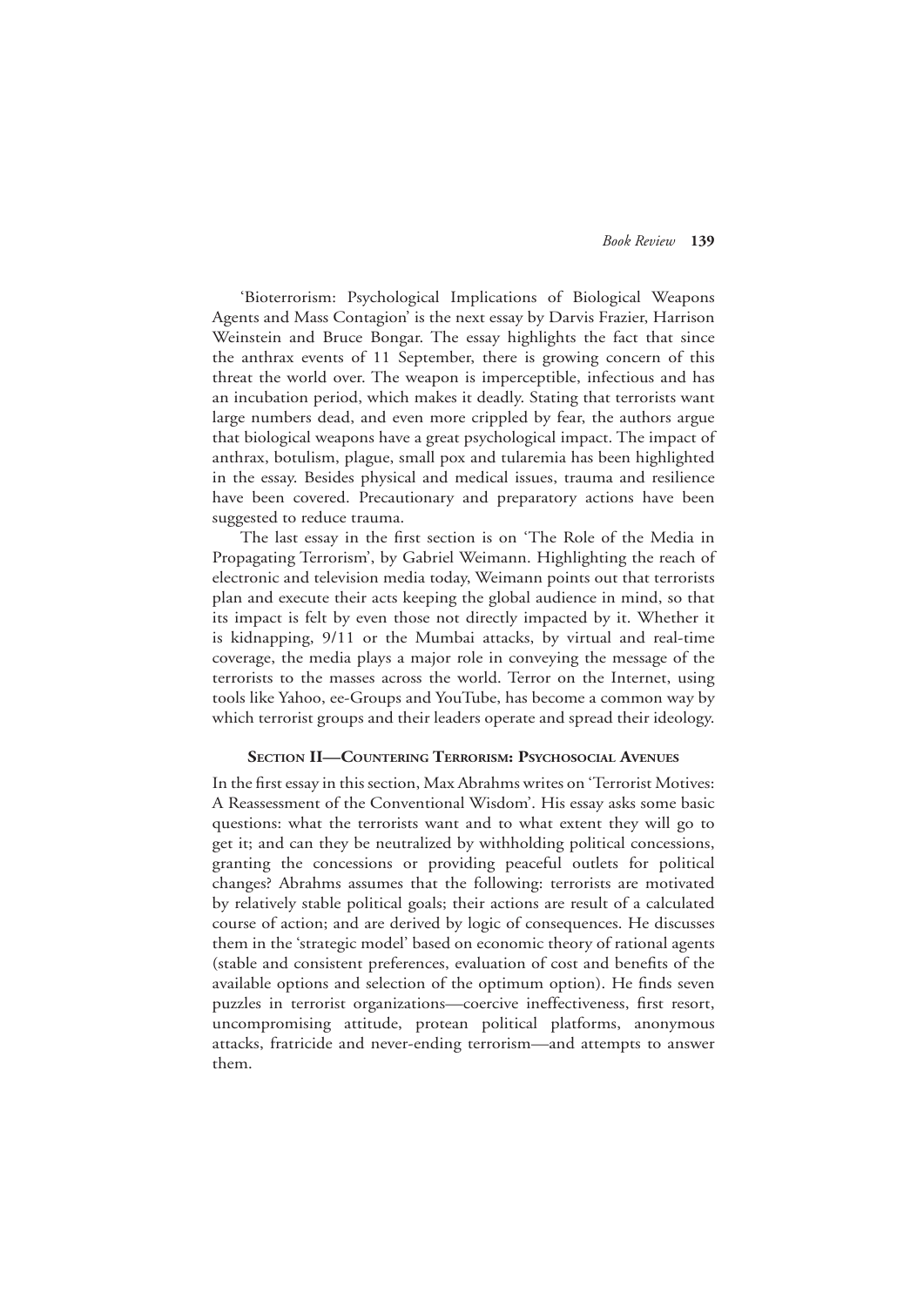'Bioterrorism: Psychological Implications of Biological Weapons Agents and Mass Contagion' is the next essay by Darvis Frazier, Harrison Weinstein and Bruce Bongar. The essay highlights the fact that since the anthrax events of 11 September, there is growing concern of this threat the world over. The weapon is imperceptible, infectious and has an incubation period, which makes it deadly. Stating that terrorists want large numbers dead, and even more crippled by fear, the authors argue that biological weapons have a great psychological impact. The impact of anthrax, botulism, plague, small pox and tularemia has been highlighted in the essay. Besides physical and medical issues, trauma and resilience have been covered. Precautionary and preparatory actions have been suggested to reduce trauma.

The last essay in the first section is on 'The Role of the Media in Propagating Terrorism', by Gabriel Weimann. Highlighting the reach of electronic and television media today, Weimann points out that terrorists plan and execute their acts keeping the global audience in mind, so that its impact is felt by even those not directly impacted by it. Whether it is kidnapping, 9/11 or the Mumbai attacks, by virtual and real-time coverage, the media plays a major role in conveying the message of the terrorists to the masses across the world. Terror on the Internet, using tools like Yahoo, ee-Groups and YouTube, has become a common way by which terrorist groups and their leaders operate and spread their ideology.

## Section II—Countering Terrorism: Psychosocial Avenues

In the first essay in this section, Max Abrahms writes on 'Terrorist Motives: A Reassessment of the Conventional Wisdom'. His essay asks some basic questions: what the terrorists want and to what extent they will go to get it; and can they be neutralized by withholding political concessions, granting the concessions or providing peaceful outlets for political changes? Abrahms assumes that the following: terrorists are motivated by relatively stable political goals; their actions are result of a calculated course of action; and are derived by logic of consequences. He discusses them in the 'strategic model' based on economic theory of rational agents (stable and consistent preferences, evaluation of cost and benefits of the available options and selection of the optimum option). He finds seven puzzles in terrorist organizations—coercive ineffectiveness, first resort, uncompromising attitude, protean political platforms, anonymous attacks, fratricide and never-ending terrorism—and attempts to answer them.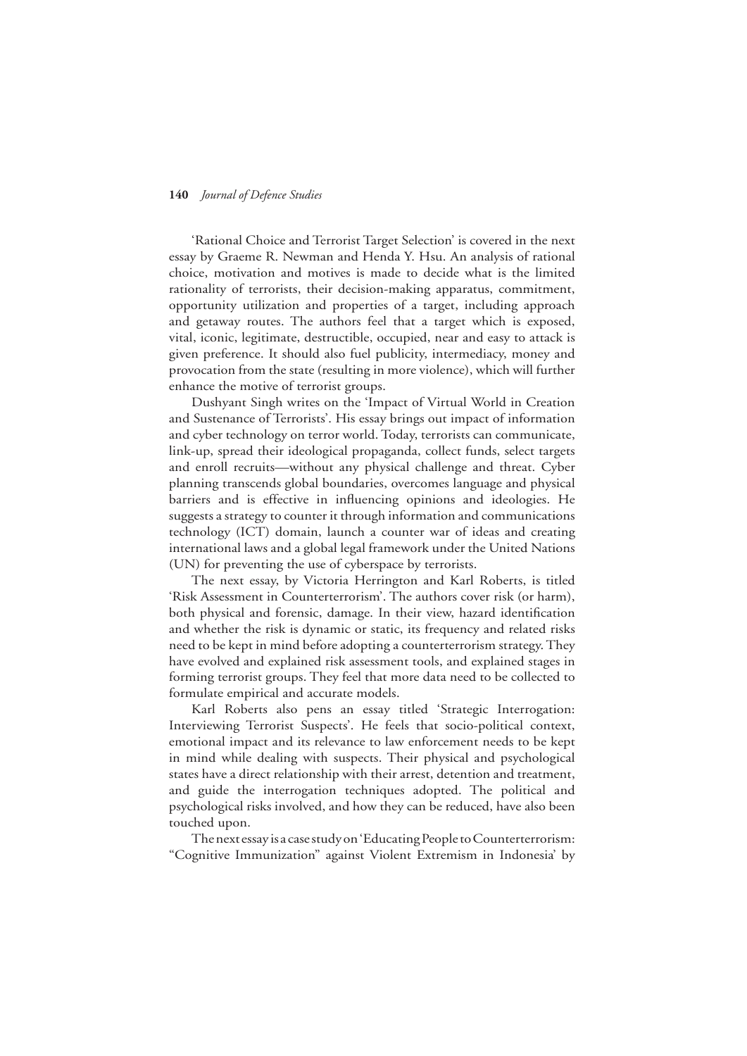'Rational Choice and Terrorist Target Selection' is covered in the next essay by Graeme R. Newman and Henda Y. Hsu. An analysis of rational choice, motivation and motives is made to decide what is the limited rationality of terrorists, their decision-making apparatus, commitment, opportunity utilization and properties of a target, including approach and getaway routes. The authors feel that a target which is exposed, vital, iconic, legitimate, destructible, occupied, near and easy to attack is given preference. It should also fuel publicity, intermediacy, money and provocation from the state (resulting in more violence), which will further enhance the motive of terrorist groups.

Dushyant Singh writes on the 'Impact of Virtual World in Creation and Sustenance of Terrorists'. His essay brings out impact of information and cyber technology on terror world. Today, terrorists can communicate, link-up, spread their ideological propaganda, collect funds, select targets and enroll recruits—without any physical challenge and threat. Cyber planning transcends global boundaries, overcomes language and physical barriers and is effective in influencing opinions and ideologies. He suggests a strategy to counter it through information and communications technology (ICT) domain, launch a counter war of ideas and creating international laws and a global legal framework under the United Nations (UN) for preventing the use of cyberspace by terrorists.

The next essay, by Victoria Herrington and Karl Roberts, is titled 'Risk Assessment in Counterterrorism'. The authors cover risk (or harm), both physical and forensic, damage. In their view, hazard identification and whether the risk is dynamic or static, its frequency and related risks need to be kept in mind before adopting a counterterrorism strategy. They have evolved and explained risk assessment tools, and explained stages in forming terrorist groups. They feel that more data need to be collected to formulate empirical and accurate models.

Karl Roberts also pens an essay titled 'Strategic Interrogation: Interviewing Terrorist Suspects'. He feels that socio-political context, emotional impact and its relevance to law enforcement needs to be kept in mind while dealing with suspects. Their physical and psychological states have a direct relationship with their arrest, detention and treatment, and guide the interrogation techniques adopted. The political and psychological risks involved, and how they can be reduced, have also been touched upon.

The next essay is a case study on 'Educating People to Counterterrorism: "Cognitive Immunization" against Violent Extremism in Indonesia' by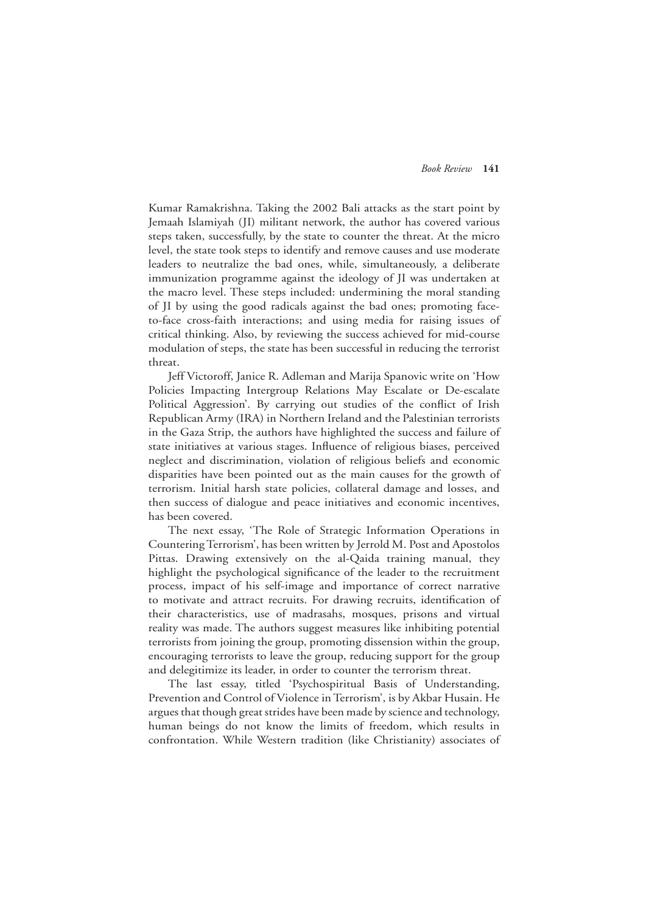Kumar Ramakrishna. Taking the 2002 Bali attacks as the start point by Jemaah Islamiyah (JI) militant network, the author has covered various steps taken, successfully, by the state to counter the threat. At the micro level, the state took steps to identify and remove causes and use moderate leaders to neutralize the bad ones, while, simultaneously, a deliberate immunization programme against the ideology of JI was undertaken at the macro level. These steps included: undermining the moral standing of JI by using the good radicals against the bad ones; promoting face-to-face cross-faith interactions; and using media for raising issues of critical thinking. Also, by reviewing the success achieved for mid-course modulation of steps, the state has been successful in reducing the terrorist threat.

Jeff Victoroff, Janice R. Adleman and Marija Spanovic write on 'How Policies Impacting Intergroup Relations May Escalate or De-escalate Political Aggression'. By carrying out studies of the conflict of Irish Republican Army (IRA) in Northern Ireland and the Palestinian terrorists in the Gaza Strip, the authors have highlighted the success and failure of state initiatives at various stages. Influence of religious biases, perceived neglect and discrimination, violation of religious beliefs and economic disparities have been pointed out as the main causes for the growth of terrorism. Initial harsh state policies, collateral damage and losses, and then success of dialogue and peace initiatives and economic incentives, has been covered.

The next essay, 'The Role of Strategic Information Operations in Countering Terrorism', has been written by Jerrold M. Post and Apostolos Pittas. Drawing extensively on the al-Qaida training manual, they highlight the psychological significance of the leader to the recruitment process, impact of his self-image and importance of correct narrative to motivate and attract recruits. For drawing recruits, identification of their characteristics, use of madrasahs, mosques, prisons and virtual reality was made. The authors suggest measures like inhibiting potential terrorists from joining the group, promoting dissension within the group, encouraging terrorists to leave the group, reducing support for the group and delegitimize its leader, in order to counter the terrorism threat.

The last essay, titled 'Psychospiritual Basis of Understanding, Prevention and Control of Violence in Terrorism', is by Akbar Husain. He argues that though great strides have been made by science and technology, human beings do not know the limits of freedom, which results in confrontation. While Western tradition (like Christianity) associates of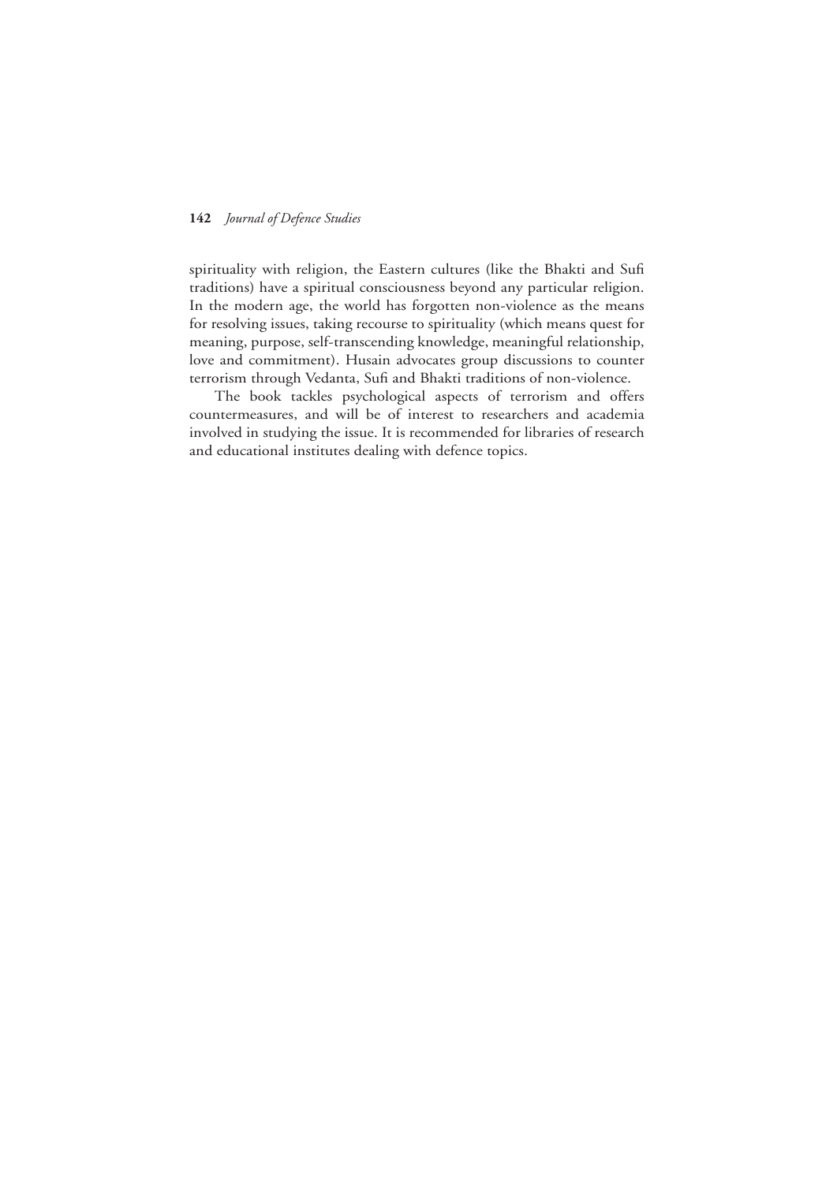spirituality with religion, the Eastern cultures (like the Bhakti and Sufi traditions) have a spiritual consciousness beyond any particular religion. In the modern age, the world has forgotten non-violence as the means for resolving issues, taking recourse to spirituality (which means quest for meaning, purpose, self-transcending knowledge, meaningful relationship, love and commitment). Husain advocates group discussions to counter terrorism through Vedanta, Sufi and Bhakti traditions of non-violence.

The book tackles psychological aspects of terrorism and offers countermeasures, and will be of interest to researchers and academia involved in studying the issue. It is recommended for libraries of research and educational institutes dealing with defence topics.